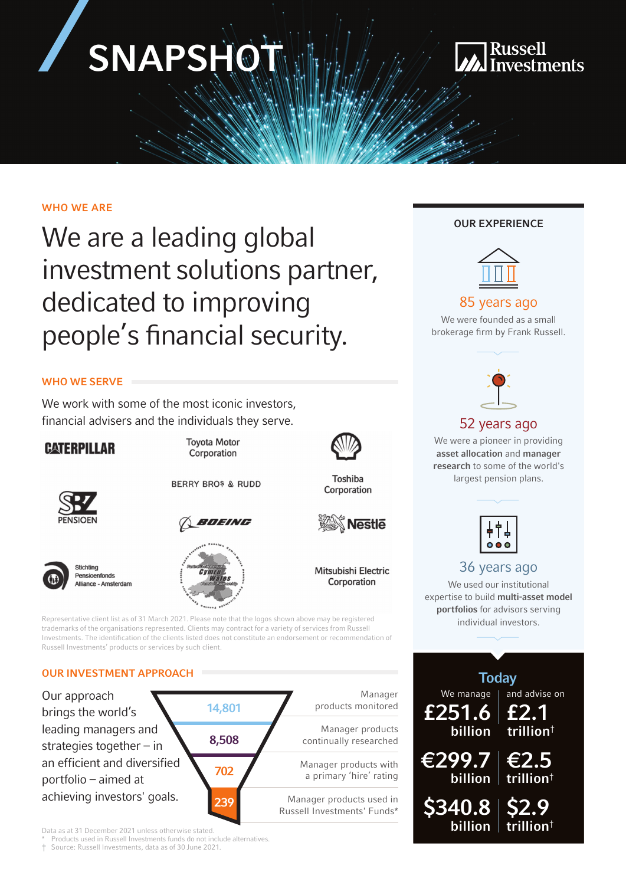# SNAPSHOT

Russell Investments

## WHO WE ARE

# We are a leading global investment solutions partner, dedicated to improving people's financial security.

## WHO WE SERVE

We work with some of the most iconic investors, financial advisers and the individuals they serve.

CATERPILLAR

Toyota Motor Corporation

Shell

BERRY BROS & RUDD

Toshiba Corporation

SBZ PENSIOEN

BOEING

Nestlé

Stichting Pensioenfonds Alliance - Amsterdam

Cymru Wales Pension Partnership

Mitsubishi Electric Corporation

Representative client list as of 31 March 2021. Please note that the logos shown above may be registered trademarks of the organisations represented. Clients may contract for a variety of services from Russell Investments. The identification of the clients listed does not constitute an endorsement or recommendation of Russell Investments' products or services by such client.

## OUR INVESTMENT APPROACH

Our approach brings the world's leading managers and strategies together – in an efficient and diversified portfolio – aimed at achieving investors' goals.

| Number | Description |
|---|---|
| 14,801 | Manager products monitored |
| 8,508 | Manager products continually researched |
| 702 | Manager products with a primary 'hire' rating |
| 239 | Manager products used in Russell Investments' Funds* |

Data as at 31 December 2021 unless otherwise stated.

\* Products used in Russell Investments funds do not include alternatives.

† Source: Russell Investments, data as of 30 June 2021.

## OUR EXPERIENCE

**85 years ago**

We were founded as a small brokerage firm by Frank Russell.

**52 years ago**

We were a pioneer in providing **asset allocation** and **manager research** to some of the world's largest pension plans.

**36 years ago**

We used our institutional expertise to build **multi-asset model portfolios** for advisors serving individual investors.

## Today

| We manage | and advise on |
|---|---|
| £251.6 billion | £2.1 trillion† |
| €299.7 billion | €2.5 trillion† |
| $340.8 billion | $2.9 trillion† |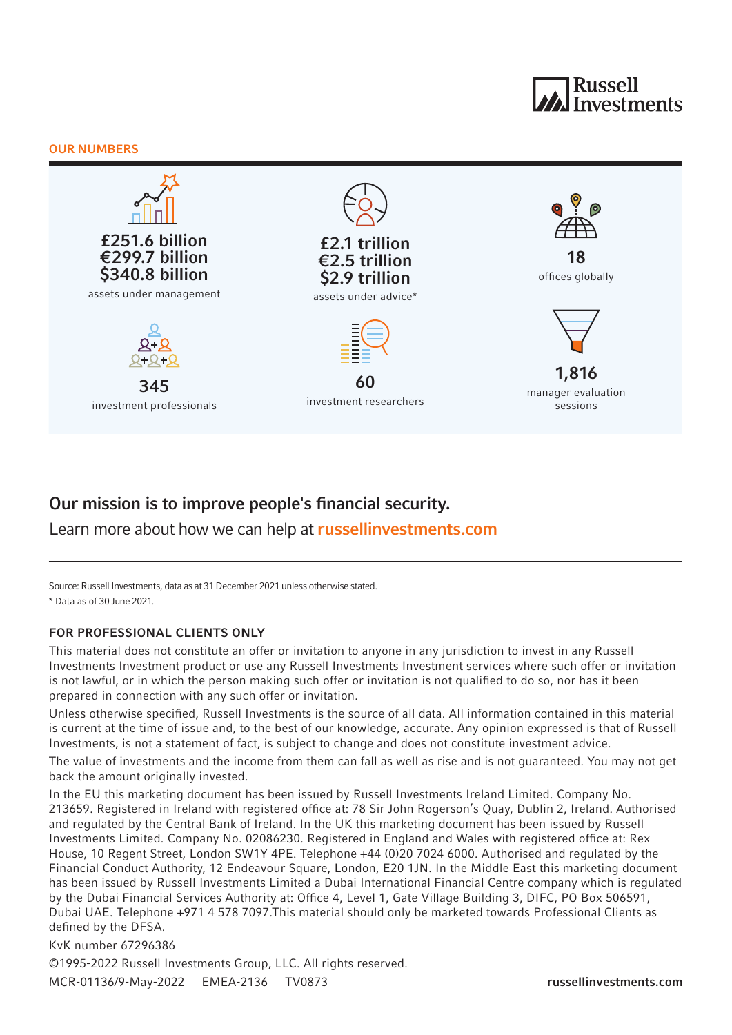Russell Investments

## OUR NUMBERS

**£251.6 billion**
**€299.7 billion**
**$340.8 billion**
assets under management

**£2.1 trillion**
**€2.5 trillion**
**$2.9 trillion**
assets under advice*

**18**
offices globally

**345**
investment professionals

**60**
investment researchers

**1,816**
manager evaluation sessions

**Our mission is to improve people's financial security.**

Learn more about how we can help at **russellinvestments.com**

---

Source: Russell Investments, data as at 31 December 2021 unless otherwise stated.

* Data as of 30 June 2021.

**FOR PROFESSIONAL CLIENTS ONLY**

This material does not constitute an offer or invitation to anyone in any jurisdiction to invest in any Russell Investments Investment product or use any Russell Investments Investment services where such offer or invitation is not lawful, or in which the person making such offer or invitation is not qualified to do so, nor has it been prepared in connection with any such offer or invitation.

Unless otherwise specified, Russell Investments is the source of all data. All information contained in this material is current at the time of issue and, to the best of our knowledge, accurate. Any opinion expressed is that of Russell Investments, is not a statement of fact, is subject to change and does not constitute investment advice.

The value of investments and the income from them can fall as well as rise and is not guaranteed. You may not get back the amount originally invested.

In the EU this marketing document has been issued by Russell Investments Ireland Limited. Company No. 213659. Registered in Ireland with registered office at: 78 Sir John Rogerson's Quay, Dublin 2, Ireland. Authorised and regulated by the Central Bank of Ireland. In the UK this marketing document has been issued by Russell Investments Limited. Company No. 02086230. Registered in England and Wales with registered office at: Rex House, 10 Regent Street, London SW1Y 4PE. Telephone +44 (0)20 7024 6000. Authorised and regulated by the Financial Conduct Authority, 12 Endeavour Square, London, E20 1JN. In the Middle East this marketing document has been issued by Russell Investments Limited a Dubai International Financial Centre company which is regulated by the Dubai Financial Services Authority at: Office 4, Level 1, Gate Village Building 3, DIFC, PO Box 506591, Dubai UAE. Telephone +971 4 578 7097.This material should only be marketed towards Professional Clients as defined by the DFSA.

KvK number 67296386

©1995-2022 Russell Investments Group, LLC. All rights reserved.

MCR-01136/9-May-2022 EMEA-2136 TV0873

**russellinvestments.com**